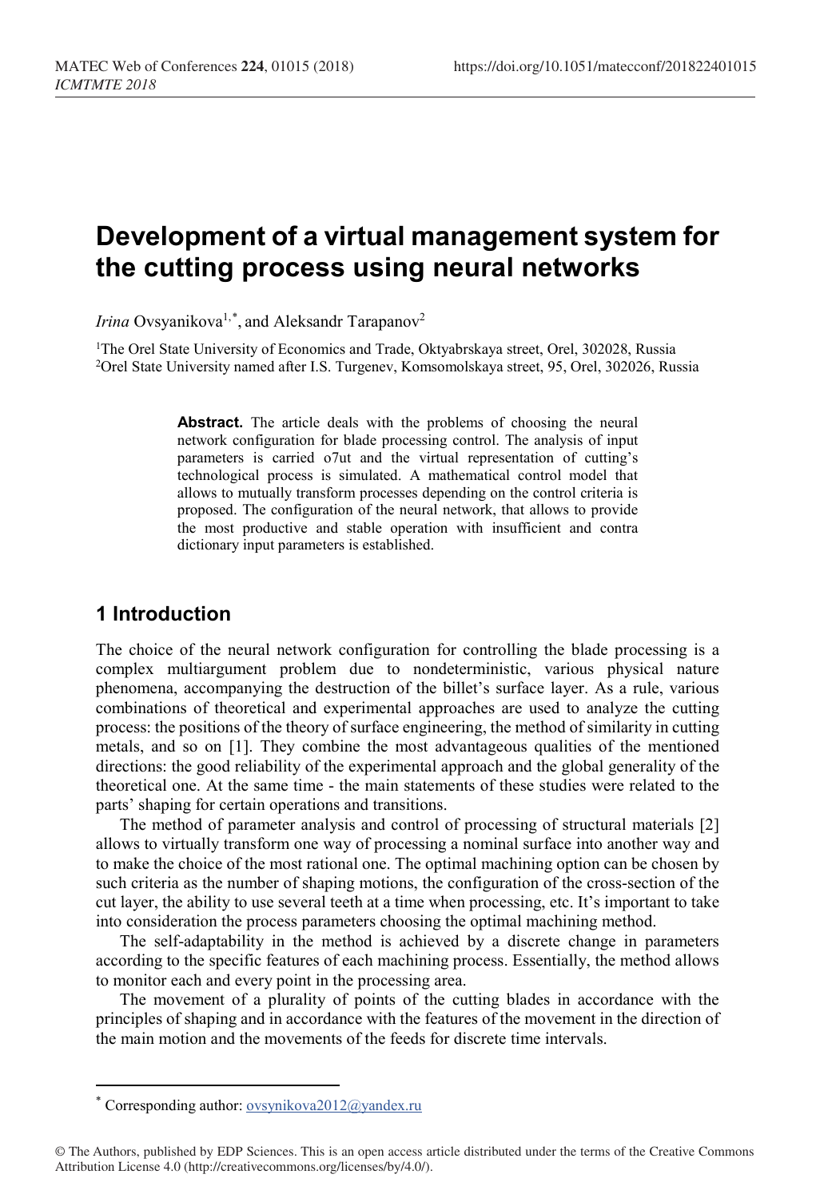# Development of a virtual management system for the cutting process using neural networks

*Irina* Ovsyanikova[1,*], and Aleksandr Tarapanov[2]

[1]The Orel State University of Economics and Trade, Oktyabrskaya street, Orel, 302028, Russia
[2]Orel State University named after I.S. Turgenev, Komsomolskaya street, 95, Orel, 302026, Russia

**Abstract.** The article deals with the problems of choosing the neural network configuration for blade processing control. The analysis of input parameters is carried o7ut and the virtual representation of cutting's technological process is simulated. A mathematical control model that allows to mutually transform processes depending on the control criteria is proposed. The configuration of the neural network, that allows to provide the most productive and stable operation with insufficient and contra dictionary input parameters is established.

## 1 Introduction

The choice of the neural network configuration for controlling the blade processing is a complex multiargument problem due to nondeterministic, various physical nature phenomena, accompanying the destruction of the billet's surface layer. As a rule, various combinations of theoretical and experimental approaches are used to analyze the cutting process: the positions of the theory of surface engineering, the method of similarity in cutting metals, and so on [1]. They combine the most advantageous qualities of the mentioned directions: the good reliability of the experimental approach and the global generality of the theoretical one. At the same time - the main statements of these studies were related to the parts' shaping for certain operations and transitions.

The method of parameter analysis and control of processing of structural materials [2] allows to virtually transform one way of processing a nominal surface into another way and to make the choice of the most rational one. The optimal machining option can be chosen by such criteria as the number of shaping motions, the configuration of the cross-section of the cut layer, the ability to use several teeth at a time when processing, etc. It's important to take into consideration the process parameters choosing the optimal machining method.

The self-adaptability in the method is achieved by a discrete change in parameters according to the specific features of each machining process. Essentially, the method allows to monitor each and every point in the processing area.

The movement of a plurality of points of the cutting blades in accordance with the principles of shaping and in accordance with the features of the movement in the direction of the main motion and the movements of the feeds for discrete time intervals.

---

* Corresponding author: ovsynikova2012@yandex.ru

© The Authors, published by EDP Sciences. This is an open access article distributed under the terms of the Creative Commons Attribution License 4.0 (http://creativecommons.org/licenses/by/4.0/).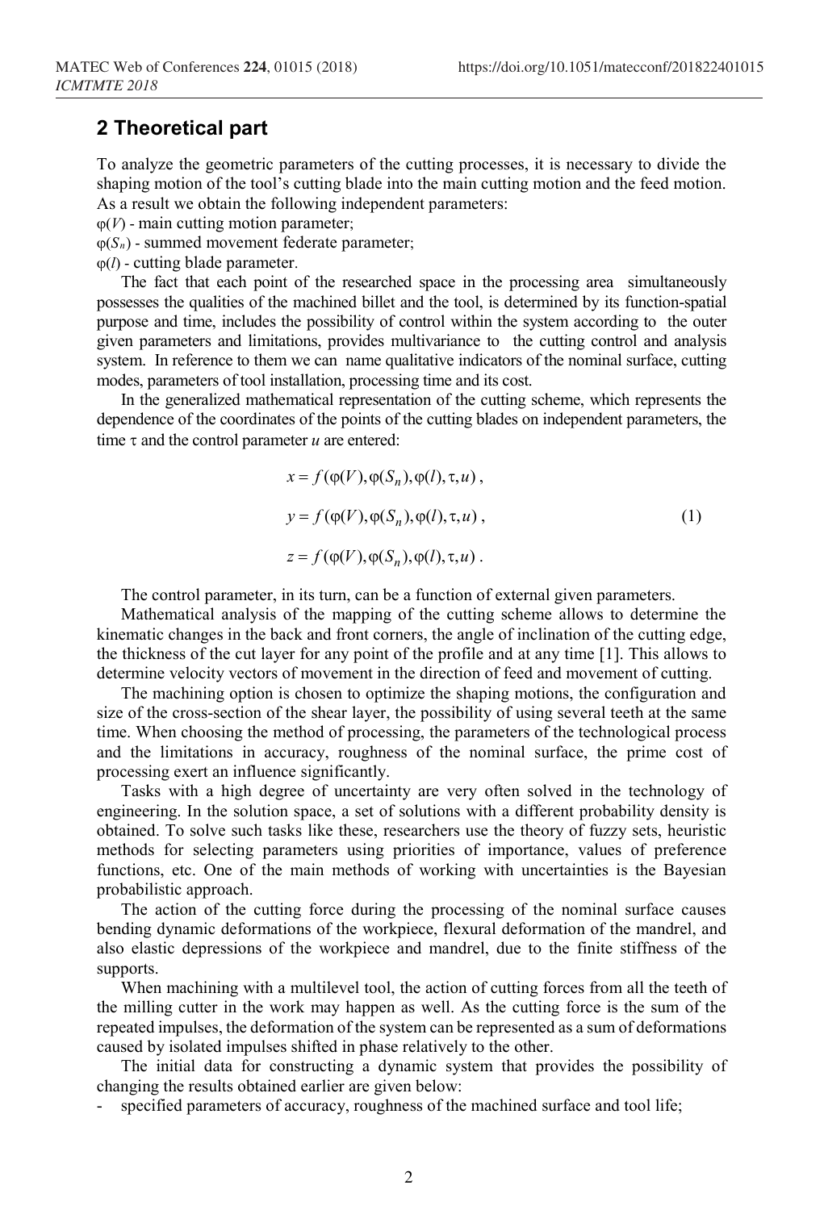## 2 Theoretical part

To analyze the geometric parameters of the cutting processes, it is necessary to divide the shaping motion of the tool's cutting blade into the main cutting motion and the feed motion. As a result we obtain the following independent parameters:

$\varphi(V)$ - main cutting motion parameter;

$\varphi(S_n)$ - summed movement federate parameter;

$\varphi(l)$ - cutting blade parameter.

The fact that each point of the researched space in the processing area simultaneously possesses the qualities of the machined billet and the tool, is determined by its function-spatial purpose and time, includes the possibility of control within the system according to the outer given parameters and limitations, provides multivariance to the cutting control and analysis system. In reference to them we can name qualitative indicators of the nominal surface, cutting modes, parameters of tool installation, processing time and its cost.

In the generalized mathematical representation of the cutting scheme, which represents the dependence of the coordinates of the points of the cutting blades on independent parameters, the time $\tau$ and the control parameter $u$ are entered:

$$x = f(\varphi(V), \varphi(S_n), \varphi(l), \tau, u),$$
$$y = f(\varphi(V), \varphi(S_n), \varphi(l), \tau, u), \quad (1)$$
$$z = f(\varphi(V), \varphi(S_n), \varphi(l), \tau, u).$$

The control parameter, in its turn, can be a function of external given parameters.

Mathematical analysis of the mapping of the cutting scheme allows to determine the kinematic changes in the back and front corners, the angle of inclination of the cutting edge, the thickness of the cut layer for any point of the profile and at any time [1]. This allows to determine velocity vectors of movement in the direction of feed and movement of cutting.

The machining option is chosen to optimize the shaping motions, the configuration and size of the cross-section of the shear layer, the possibility of using several teeth at the same time. When choosing the method of processing, the parameters of the technological process and the limitations in accuracy, roughness of the nominal surface, the prime cost of processing exert an influence significantly.

Tasks with a high degree of uncertainty are very often solved in the technology of engineering. In the solution space, a set of solutions with a different probability density is obtained. To solve such tasks like these, researchers use the theory of fuzzy sets, heuristic methods for selecting parameters using priorities of importance, values of preference functions, etc. One of the main methods of working with uncertainties is the Bayesian probabilistic approach.

The action of the cutting force during the processing of the nominal surface causes bending dynamic deformations of the workpiece, flexural deformation of the mandrel, and also elastic depressions of the workpiece and mandrel, due to the finite stiffness of the supports.

When machining with a multilevel tool, the action of cutting forces from all the teeth of the milling cutter in the work may happen as well. As the cutting force is the sum of the repeated impulses, the deformation of the system can be represented as a sum of deformations caused by isolated impulses shifted in phase relatively to the other.

The initial data for constructing a dynamic system that provides the possibility of changing the results obtained earlier are given below:

- specified parameters of accuracy, roughness of the machined surface and tool life;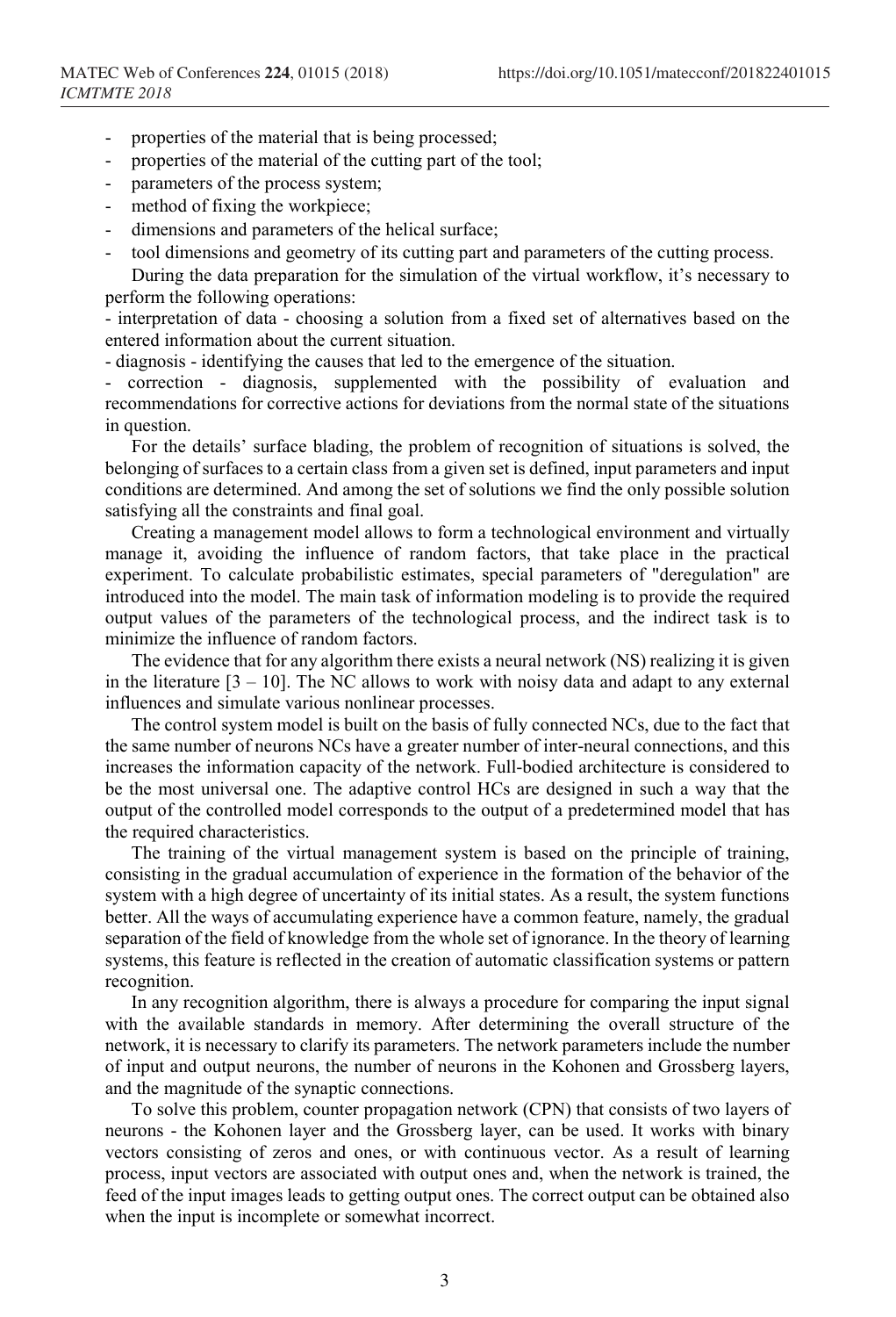- properties of the material that is being processed;
- properties of the material of the cutting part of the tool;
- parameters of the process system;
- method of fixing the workpiece;
- dimensions and parameters of the helical surface;
- tool dimensions and geometry of its cutting part and parameters of the cutting process.

During the data preparation for the simulation of the virtual workflow, it's necessary to perform the following operations:

- interpretation of data - choosing a solution from a fixed set of alternatives based on the entered information about the current situation.
- diagnosis - identifying the causes that led to the emergence of the situation.
- correction - diagnosis, supplemented with the possibility of evaluation and recommendations for corrective actions for deviations from the normal state of the situations in question.

For the details' surface blading, the problem of recognition of situations is solved, the belonging of surfaces to a certain class from a given set is defined, input parameters and input conditions are determined. And among the set of solutions we find the only possible solution satisfying all the constraints and final goal.

Creating a management model allows to form a technological environment and virtually manage it, avoiding the influence of random factors, that take place in the practical experiment. To calculate probabilistic estimates, special parameters of "deregulation" are introduced into the model. The main task of information modeling is to provide the required output values of the parameters of the technological process, and the indirect task is to minimize the influence of random factors.

The evidence that for any algorithm there exists a neural network (NS) realizing it is given in the literature [3 – 10]. The NC allows to work with noisy data and adapt to any external influences and simulate various nonlinear processes.

The control system model is built on the basis of fully connected NCs, due to the fact that the same number of neurons NCs have a greater number of inter-neural connections, and this increases the information capacity of the network. Full-bodied architecture is considered to be the most universal one. The adaptive control HCs are designed in such a way that the output of the controlled model corresponds to the output of a predetermined model that has the required characteristics.

The training of the virtual management system is based on the principle of training, consisting in the gradual accumulation of experience in the formation of the behavior of the system with a high degree of uncertainty of its initial states. As a result, the system functions better. All the ways of accumulating experience have a common feature, namely, the gradual separation of the field of knowledge from the whole set of ignorance. In the theory of learning systems, this feature is reflected in the creation of automatic classification systems or pattern recognition.

In any recognition algorithm, there is always a procedure for comparing the input signal with the available standards in memory. After determining the overall structure of the network, it is necessary to clarify its parameters. The network parameters include the number of input and output neurons, the number of neurons in the Kohonen and Grossberg layers, and the magnitude of the synaptic connections.

To solve this problem, counter propagation network (CPN) that consists of two layers of neurons - the Kohonen layer and the Grossberg layer, can be used. It works with binary vectors consisting of zeros and ones, or with continuous vector. As a result of learning process, input vectors are associated with output ones and, when the network is trained, the feed of the input images leads to getting output ones. The correct output can be obtained also when the input is incomplete or somewhat incorrect.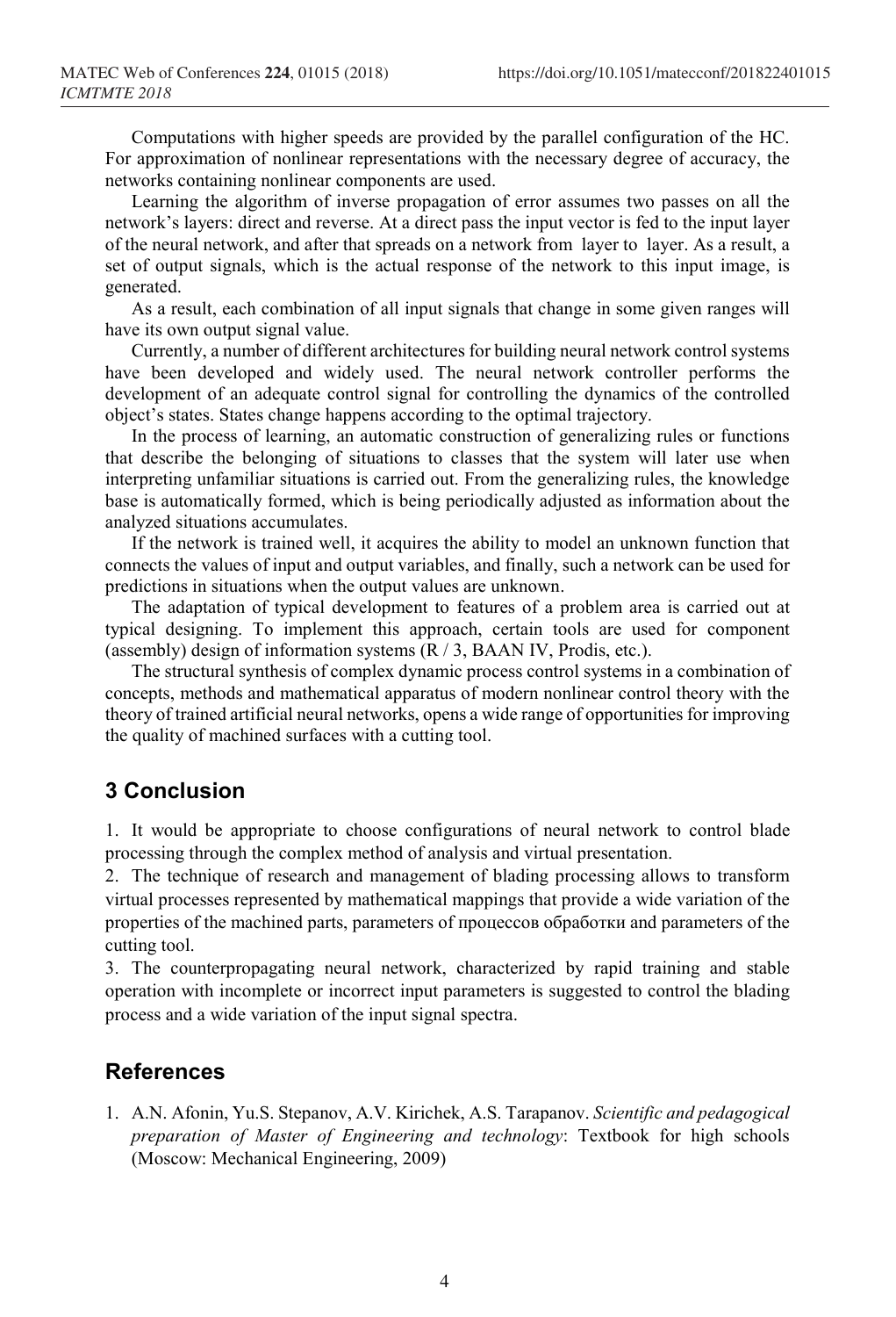Computations with higher speeds are provided by the parallel configuration of the HC. For approximation of nonlinear representations with the necessary degree of accuracy, the networks containing nonlinear components are used.

Learning the algorithm of inverse propagation of error assumes two passes on all the network's layers: direct and reverse. At a direct pass the input vector is fed to the input layer of the neural network, and after that spreads on a network from layer to layer. As a result, a set of output signals, which is the actual response of the network to this input image, is generated.

As a result, each combination of all input signals that change in some given ranges will have its own output signal value.

Currently, a number of different architectures for building neural network control systems have been developed and widely used. The neural network controller performs the development of an adequate control signal for controlling the dynamics of the controlled object's states. States change happens according to the optimal trajectory.

In the process of learning, an automatic construction of generalizing rules or functions that describe the belonging of situations to classes that the system will later use when interpreting unfamiliar situations is carried out. From the generalizing rules, the knowledge base is automatically formed, which is being periodically adjusted as information about the analyzed situations accumulates.

If the network is trained well, it acquires the ability to model an unknown function that connects the values of input and output variables, and finally, such a network can be used for predictions in situations when the output values are unknown.

The adaptation of typical development to features of a problem area is carried out at typical designing. To implement this approach, certain tools are used for component (assembly) design of information systems (R / 3, BAAN IV, Prodis, etc.).

The structural synthesis of complex dynamic process control systems in a combination of concepts, methods and mathematical apparatus of modern nonlinear control theory with the theory of trained artificial neural networks, opens a wide range of opportunities for improving the quality of machined surfaces with a cutting tool.

## 3 Conclusion

1. It would be appropriate to choose configurations of neural network to control blade processing through the complex method of analysis and virtual presentation.
2. The technique of research and management of blading processing allows to transform virtual processes represented by mathematical mappings that provide a wide variation of the properties of the machined parts, parameters of процессов обработки and parameters of the cutting tool.
3. The counterpropagating neural network, characterized by rapid training and stable operation with incomplete or incorrect input parameters is suggested to control the blading process and a wide variation of the input signal spectra.

## References

1. A.N. Afonin, Yu.S. Stepanov, A.V. Kirichek, A.S. Tarapanov. *Scientific and pedagogical preparation of Master of Engineering and technology*: Textbook for high schools (Moscow: Mechanical Engineering, 2009)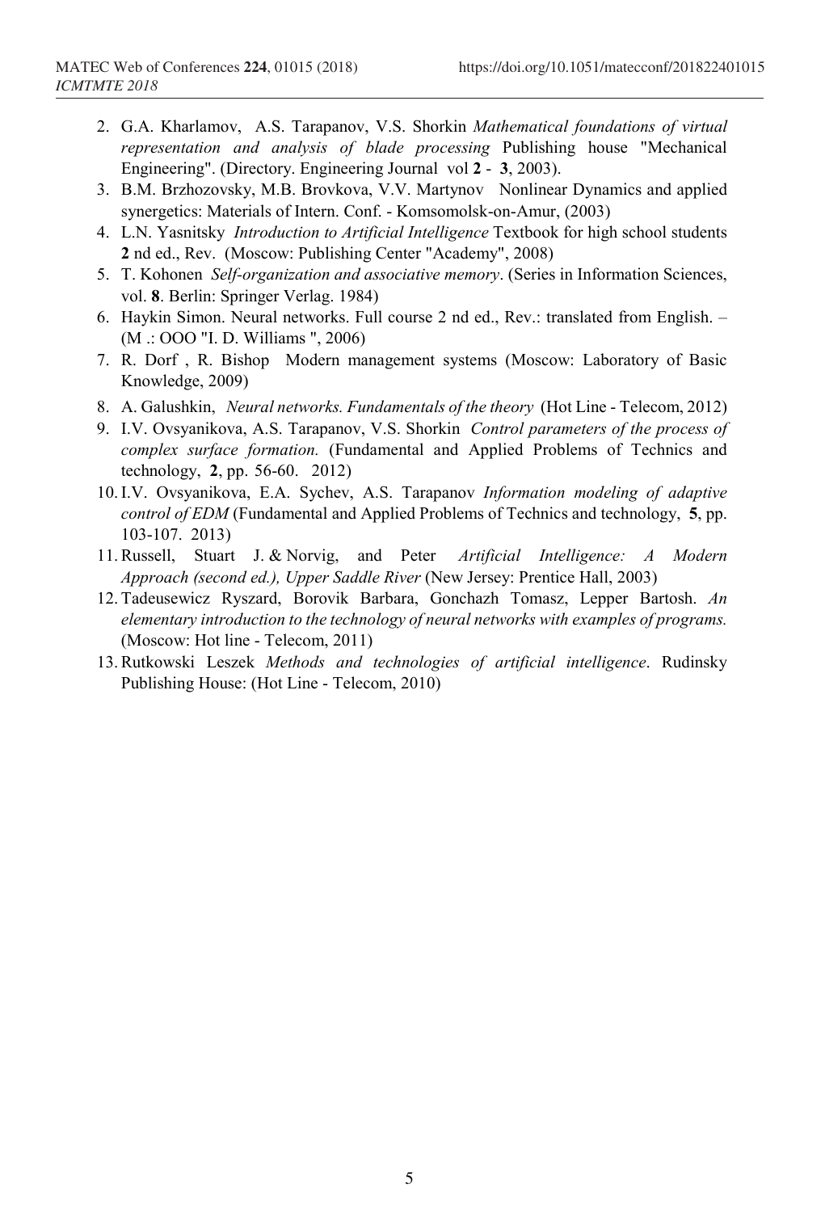2. G.A. Kharlamov, A.S. Tarapanov, V.S. Shorkin *Mathematical foundations of virtual representation and analysis of blade processing* Publishing house "Mechanical Engineering". (Directory. Engineering Journal vol **2** - **3**, 2003).
3. B.M. Brzhozovsky, M.B. Brovkova, V.V. Martynov Nonlinear Dynamics and applied synergetics: Materials of Intern. Conf. - Komsomolsk-on-Amur, (2003)
4. L.N. Yasnitsky *Introduction to Artificial Intelligence* Textbook for high school students **2** nd ed., Rev. (Moscow: Publishing Center "Academy", 2008)
5. T. Kohonen *Self-organization and associative memory*. (Series in Information Sciences, vol. **8**. Berlin: Springer Verlag. 1984)
6. Haykin Simon. Neural networks. Full course 2 nd ed., Rev.: translated from English. – (M .: OOO "I. D. Williams ", 2006)
7. R. Dorf , R. Bishop Modern management systems (Moscow: Laboratory of Basic Knowledge, 2009)
8. A. Galushkin, *Neural networks. Fundamentals of the theory* (Hot Line - Telecom, 2012)
9. I.V. Ovsyanikova, A.S. Tarapanov, V.S. Shorkin *Control parameters of the process of complex surface formation.* (Fundamental and Applied Problems of Technics and technology, **2**, pp. 56-60. 2012)
10. I.V. Ovsyanikova, E.A. Sychev, A.S. Tarapanov *Information modeling of adaptive control of EDM* (Fundamental and Applied Problems of Technics and technology, **5**, pp. 103-107. 2013)
11. Russell, Stuart J. & Norvig, and Peter *Artificial Intelligence: A Modern Approach (second ed.), Upper Saddle River* (New Jersey: Prentice Hall, 2003)
12. Tadeusewicz Ryszard, Borovik Barbara, Gonchazh Tomasz, Lepper Bartosh. *An elementary introduction to the technology of neural networks with examples of programs.* (Moscow: Hot line - Telecom, 2011)
13. Rutkowski Leszek *Methods and technologies of artificial intelligence*. Rudinsky Publishing House: (Hot Line - Telecom, 2010)